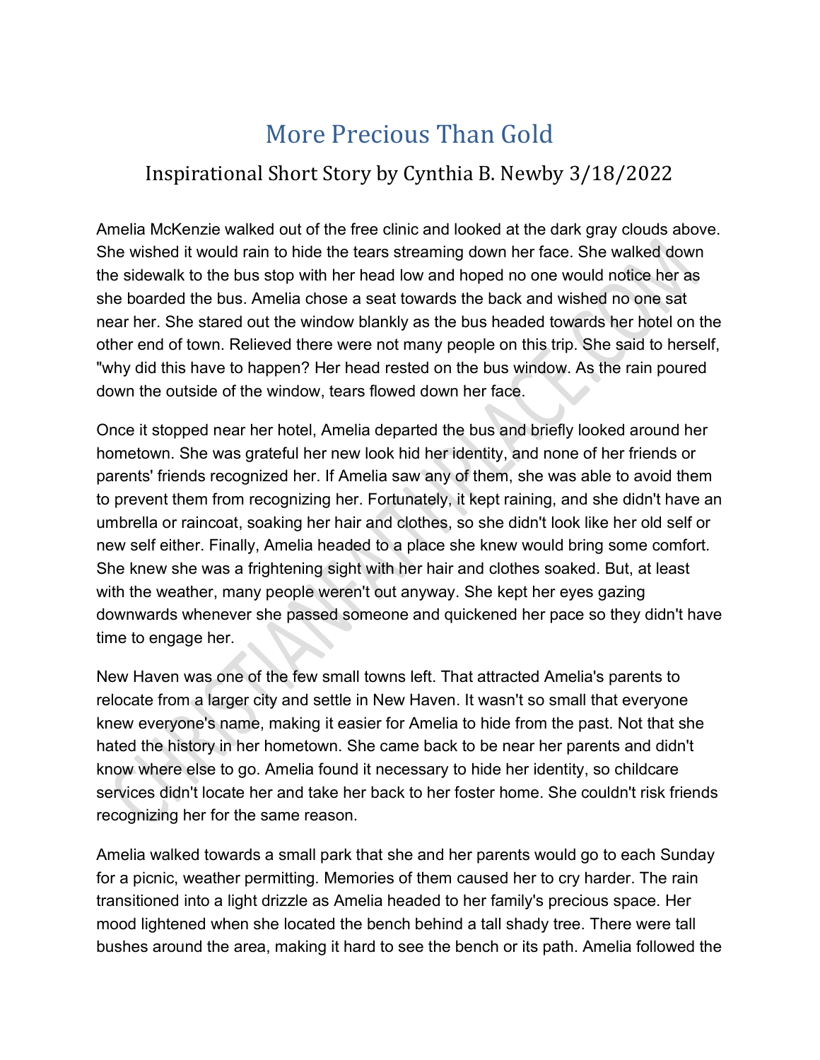# More Precious Than Gold

## Inspirational Short Story by Cynthia B. Newby 3/18/2022

Amelia McKenzie walked out of the free clinic and looked at the dark gray clouds above. She wished it would rain to hide the tears streaming down her face. She walked down the sidewalk to the bus stop with her head low and hoped no one would notice her as she boarded the bus. Amelia chose a seat towards the back and wished no one sat near her. She stared out the window blankly as the bus headed towards her hotel on the other end of town. Relieved there were not many people on this trip. She said to herself, "why did this have to happen? Her head rested on the bus window. As the rain poured down the outside of the window, tears flowed down her face.

Once it stopped near her hotel, Amelia departed the bus and briefly looked around her hometown. She was grateful her new look hid her identity, and none of her friends or parents' friends recognized her. If Amelia saw any of them, she was able to avoid them to prevent them from recognizing her. Fortunately, it kept raining, and she didn't have an umbrella or raincoat, soaking her hair and clothes, so she didn't look like her old self or new self either. Finally, Amelia headed to a place she knew would bring some comfort. She knew she was a frightening sight with her hair and clothes soaked. But, at least with the weather, many people weren't out anyway. She kept her eyes gazing downwards whenever she passed someone and quickened her pace so they didn't have time to engage her.

New Haven was one of the few small towns left. That attracted Amelia's parents to relocate from a larger city and settle in New Haven. It wasn't so small that everyone knew everyone's name, making it easier for Amelia to hide from the past. Not that she hated the history in her hometown. She came back to be near her parents and didn't know where else to go. Amelia found it necessary to hide her identity, so childcare services didn't locate her and take her back to her foster home. She couldn't risk friends recognizing her for the same reason.

Amelia walked towards a small park that she and her parents would go to each Sunday for a picnic, weather permitting. Memories of them caused her to cry harder. The rain transitioned into a light drizzle as Amelia headed to her family's precious space. Her mood lightened when she located the bench behind a tall shady tree. There were tall bushes around the area, making it hard to see the bench or its path. Amelia followed the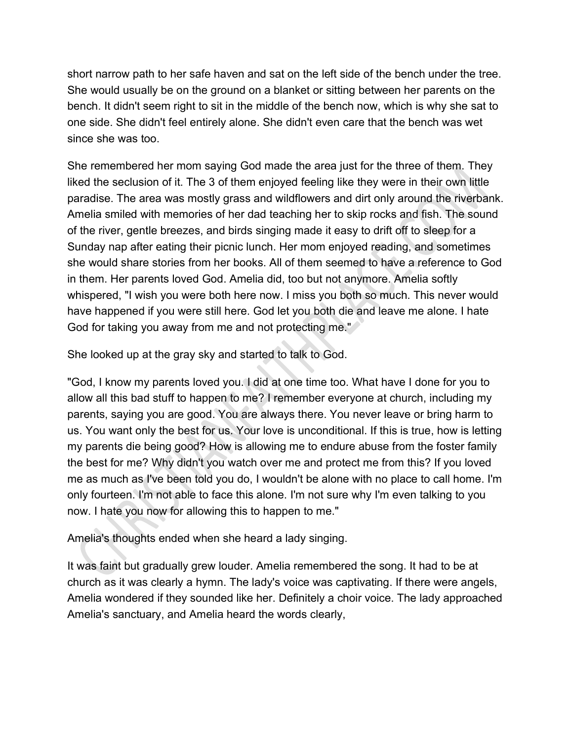short narrow path to her safe haven and sat on the left side of the bench under the tree. She would usually be on the ground on a blanket or sitting between her parents on the bench. It didn't seem right to sit in the middle of the bench now, which is why she sat to one side. She didn't feel entirely alone. She didn't even care that the bench was wet since she was too.

She remembered her mom saying God made the area just for the three of them. They liked the seclusion of it. The 3 of them enjoyed feeling like they were in their own little paradise. The area was mostly grass and wildflowers and dirt only around the riverbank. Amelia smiled with memories of her dad teaching her to skip rocks and fish. The sound of the river, gentle breezes, and birds singing made it easy to drift off to sleep for a Sunday nap after eating their picnic lunch. Her mom enjoyed reading, and sometimes she would share stories from her books. All of them seemed to have a reference to God in them. Her parents loved God. Amelia did, too but not anymore. Amelia softly whispered, "I wish you were both here now. I miss you both so much. This never would have happened if you were still here. God let you both die and leave me alone. I hate God for taking you away from me and not protecting me."

She looked up at the gray sky and started to talk to God.

"God, I know my parents loved you. I did at one time too. What have I done for you to allow all this bad stuff to happen to me? I remember everyone at church, including my parents, saying you are good. You are always there. You never leave or bring harm to us. You want only the best for us. Your love is unconditional. If this is true, how is letting my parents die being good? How is allowing me to endure abuse from the foster family the best for me? Why didn't you watch over me and protect me from this? If you loved me as much as I've been told you do, I wouldn't be alone with no place to call home. I'm only fourteen. I'm not able to face this alone. I'm not sure why I'm even talking to you now. I hate you now for allowing this to happen to me."

Amelia's thoughts ended when she heard a lady singing.

It was faint but gradually grew louder. Amelia remembered the song. It had to be at church as it was clearly a hymn. The lady's voice was captivating. If there were angels, Amelia wondered if they sounded like her. Definitely a choir voice. The lady approached Amelia's sanctuary, and Amelia heard the words clearly,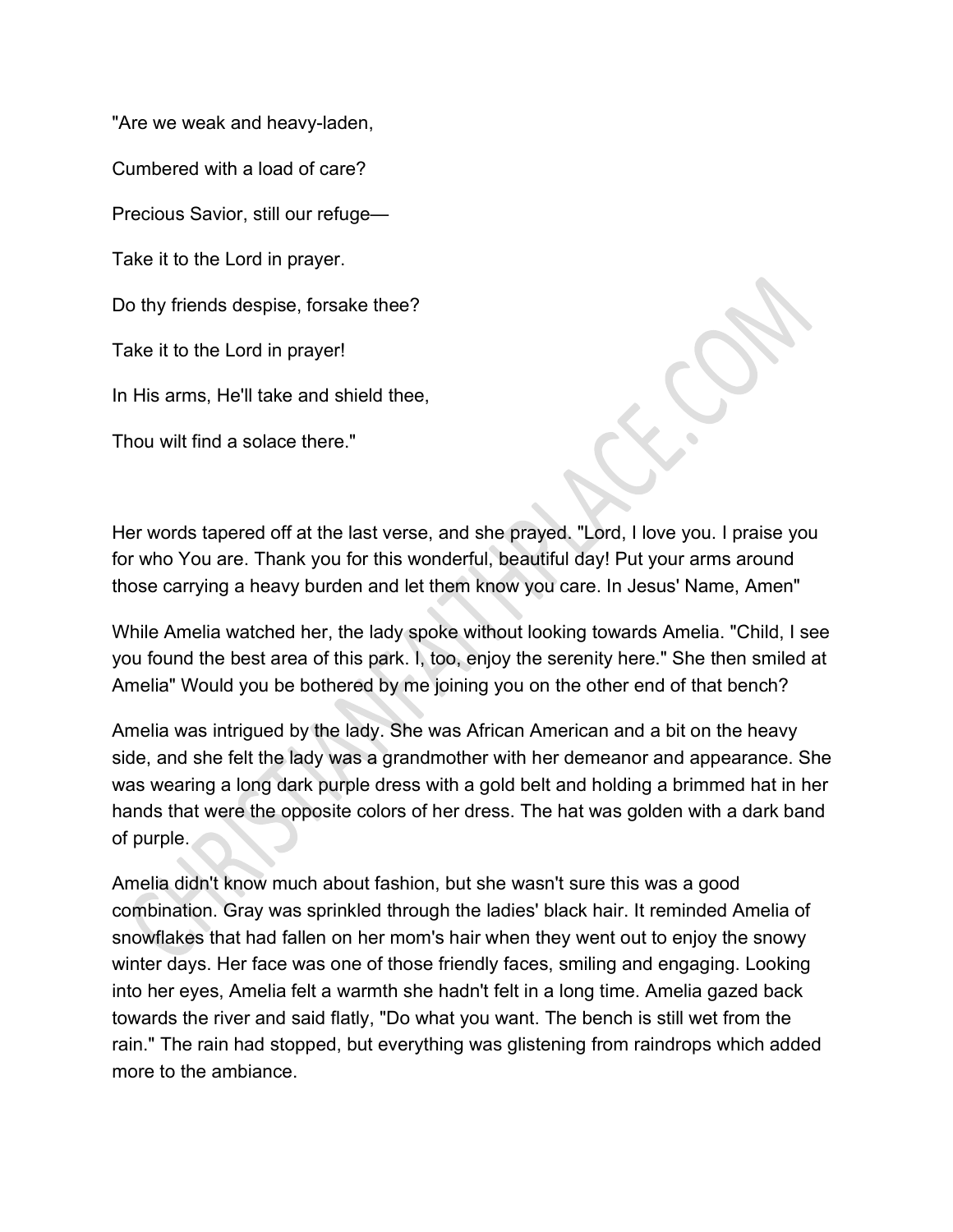"Are we weak and heavy-laden,

Cumbered with a load of care?

Precious Savior, still our refuge—

Take it to the Lord in prayer.

Do thy friends despise, forsake thee?

Take it to the Lord in prayer!

In His arms, He'll take and shield thee,

Thou wilt find a solace there."

Her words tapered off at the last verse, and she prayed. "Lord, I love you. I praise you for who You are. Thank you for this wonderful, beautiful day! Put your arms around those carrying a heavy burden and let them know you care. In Jesus' Name, Amen"

While Amelia watched her, the lady spoke without looking towards Amelia. "Child, I see you found the best area of this park. I, too, enjoy the serenity here." She then smiled at Amelia" Would you be bothered by me joining you on the other end of that bench?

Amelia was intrigued by the lady. She was African American and a bit on the heavy side, and she felt the lady was a grandmother with her demeanor and appearance. She was wearing a long dark purple dress with a gold belt and holding a brimmed hat in her hands that were the opposite colors of her dress. The hat was golden with a dark band of purple.

Amelia didn't know much about fashion, but she wasn't sure this was a good combination. Gray was sprinkled through the ladies' black hair. It reminded Amelia of snowflakes that had fallen on her mom's hair when they went out to enjoy the snowy winter days. Her face was one of those friendly faces, smiling and engaging. Looking into her eyes, Amelia felt a warmth she hadn't felt in a long time. Amelia gazed back towards the river and said flatly, "Do what you want. The bench is still wet from the rain." The rain had stopped, but everything was glistening from raindrops which added more to the ambiance.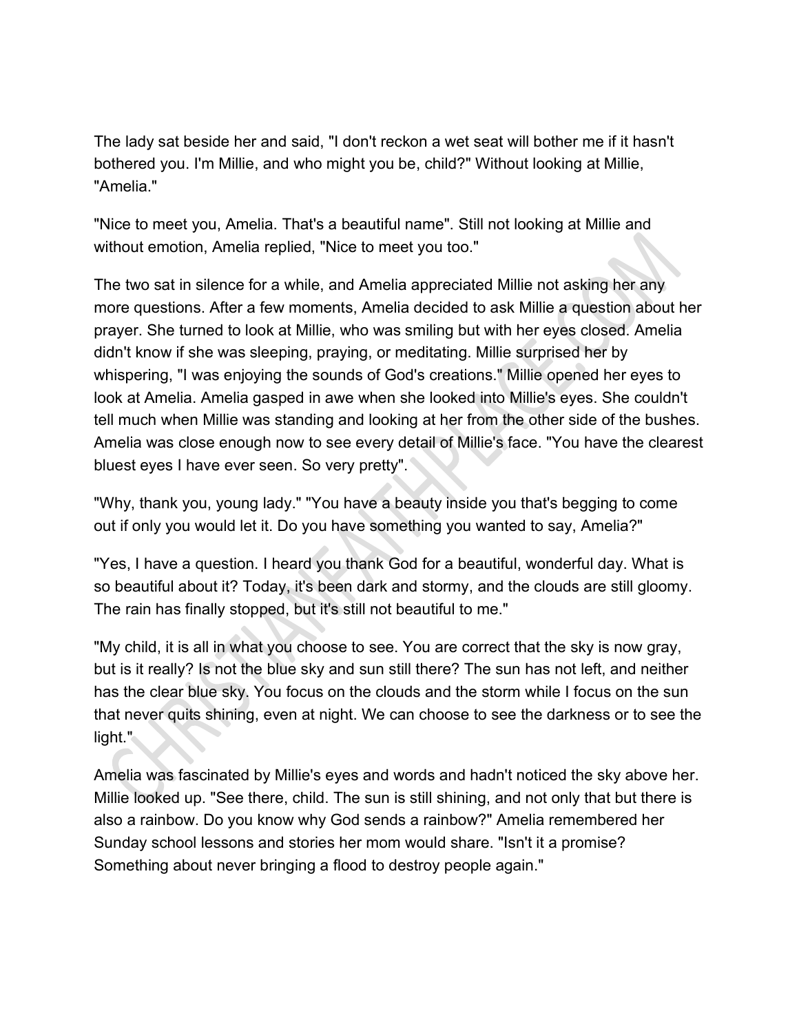The lady sat beside her and said, "I don't reckon a wet seat will bother me if it hasn't bothered you. I'm Millie, and who might you be, child?" Without looking at Millie, "Amelia."

"Nice to meet you, Amelia. That's a beautiful name". Still not looking at Millie and without emotion, Amelia replied, "Nice to meet you too."

The two sat in silence for a while, and Amelia appreciated Millie not asking her any more questions. After a few moments, Amelia decided to ask Millie a question about her prayer. She turned to look at Millie, who was smiling but with her eyes closed. Amelia didn't know if she was sleeping, praying, or meditating. Millie surprised her by whispering, "I was enjoying the sounds of God's creations." Millie opened her eyes to look at Amelia. Amelia gasped in awe when she looked into Millie's eyes. She couldn't tell much when Millie was standing and looking at her from the other side of the bushes. Amelia was close enough now to see every detail of Millie's face. "You have the clearest bluest eyes I have ever seen. So very pretty".

"Why, thank you, young lady." "You have a beauty inside you that's begging to come out if only you would let it. Do you have something you wanted to say, Amelia?"

"Yes, I have a question. I heard you thank God for a beautiful, wonderful day. What is so beautiful about it? Today, it's been dark and stormy, and the clouds are still gloomy. The rain has finally stopped, but it's still not beautiful to me."

"My child, it is all in what you choose to see. You are correct that the sky is now gray, but is it really? Is not the blue sky and sun still there? The sun has not left, and neither has the clear blue sky. You focus on the clouds and the storm while I focus on the sun that never quits shining, even at night. We can choose to see the darkness or to see the light."

Amelia was fascinated by Millie's eyes and words and hadn't noticed the sky above her. Millie looked up. "See there, child. The sun is still shining, and not only that but there is also a rainbow. Do you know why God sends a rainbow?" Amelia remembered her Sunday school lessons and stories her mom would share. "Isn't it a promise? Something about never bringing a flood to destroy people again."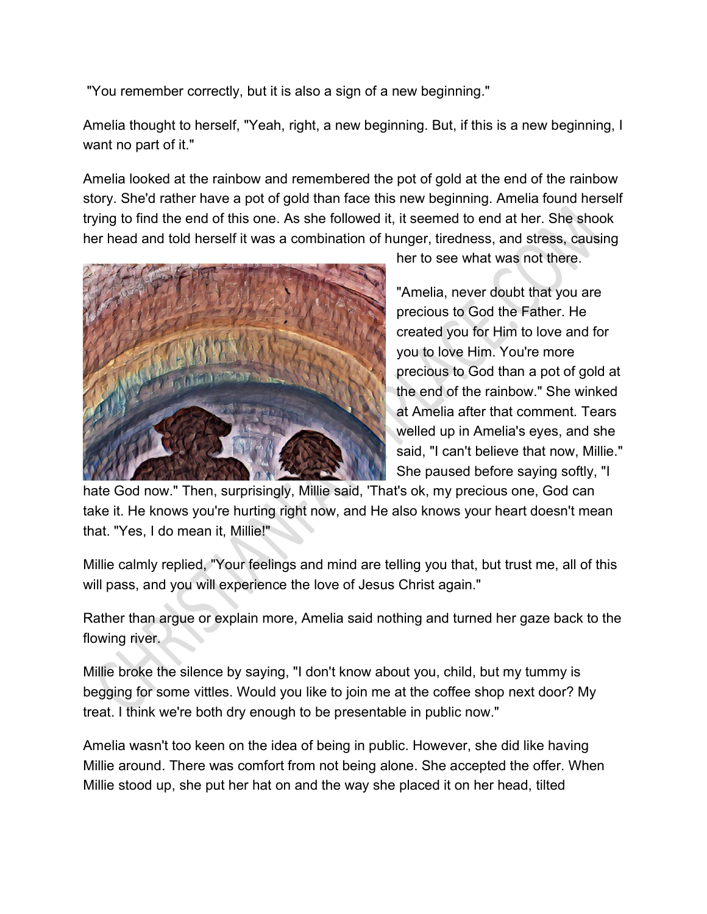"You remember correctly, but it is also a sign of a new beginning."

Amelia thought to herself, "Yeah, right, a new beginning. But, if this is a new beginning, I want no part of it."

Amelia looked at the rainbow and remembered the pot of gold at the end of the rainbow story. She'd rather have a pot of gold than face this new beginning. Amelia found herself trying to find the end of this one. As she followed it, it seemed to end at her. She shook her head and told herself it was a combination of hunger, tiredness, and stress, causing her to see what was not there.

"Amelia, never doubt that you are precious to God the Father. He created you for Him to love and for you to love Him. You're more precious to God than a pot of gold at the end of the rainbow." She winked at Amelia after that comment. Tears welled up in Amelia's eyes, and she said, "I can't believe that now, Millie." She paused before saying softly, "I hate God now." Then, surprisingly, Millie said, 'That's ok, my precious one, God can take it. He knows you're hurting right now, and He also knows your heart doesn't mean that. "Yes, I do mean it, Millie!"

Millie calmly replied, "Your feelings and mind are telling you that, but trust me, all of this will pass, and you will experience the love of Jesus Christ again."

Rather than argue or explain more, Amelia said nothing and turned her gaze back to the flowing river.

Millie broke the silence by saying, "I don't know about you, child, but my tummy is begging for some vittles. Would you like to join me at the coffee shop next door? My treat. I think we're both dry enough to be presentable in public now."

Amelia wasn't too keen on the idea of being in public. However, she did like having Millie around. There was comfort from not being alone. She accepted the offer. When Millie stood up, she put her hat on and the way she placed it on her head, tilted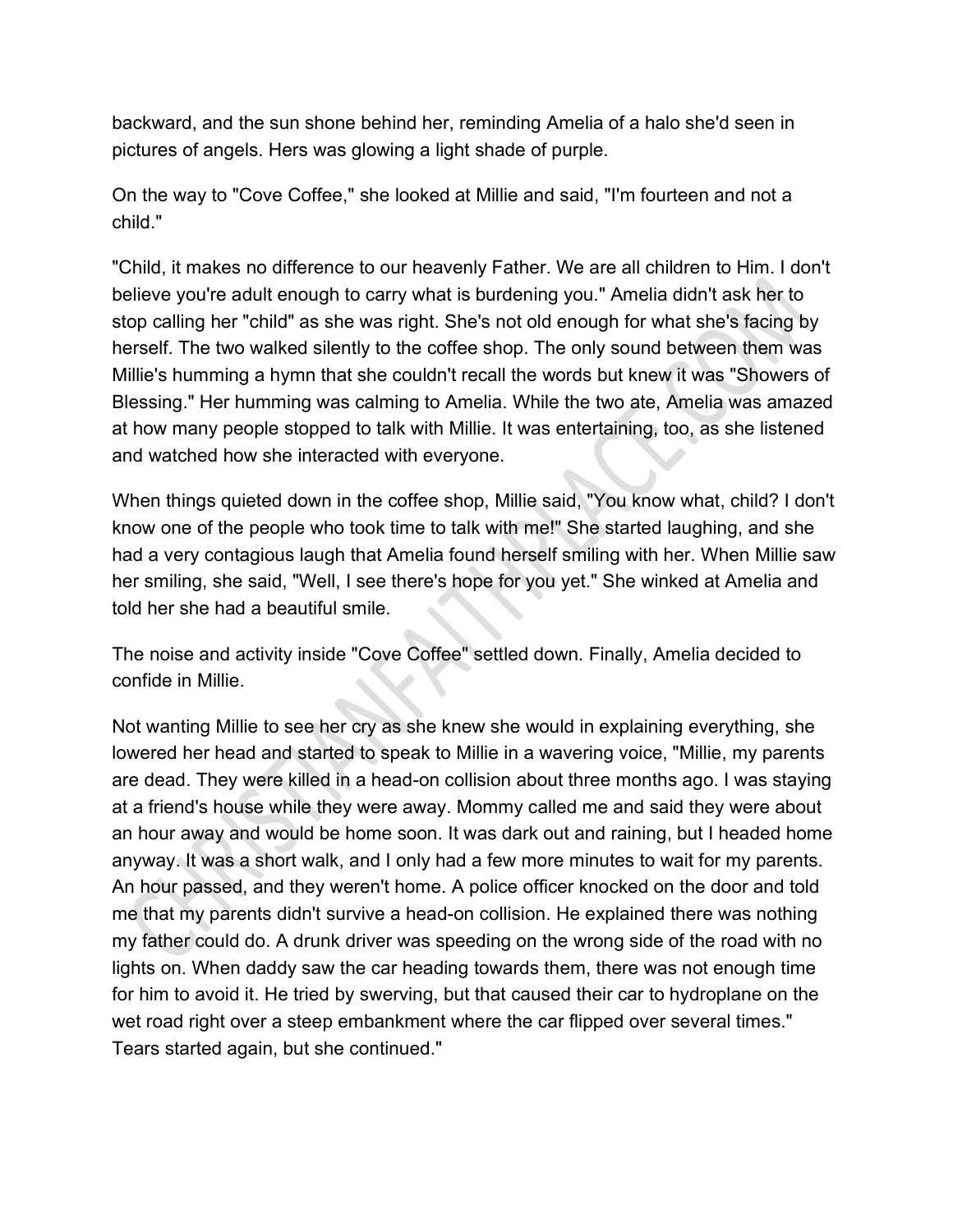backward, and the sun shone behind her, reminding Amelia of a halo she'd seen in pictures of angels. Hers was glowing a light shade of purple.

On the way to "Cove Coffee," she looked at Millie and said, "I'm fourteen and not a child."

"Child, it makes no difference to our heavenly Father. We are all children to Him. I don't believe you're adult enough to carry what is burdening you." Amelia didn't ask her to stop calling her "child" as she was right. She's not old enough for what she's facing by herself. The two walked silently to the coffee shop. The only sound between them was Millie's humming a hymn that she couldn't recall the words but knew it was "Showers of Blessing." Her humming was calming to Amelia. While the two ate, Amelia was amazed at how many people stopped to talk with Millie. It was entertaining, too, as she listened and watched how she interacted with everyone.

When things quieted down in the coffee shop, Millie said, "You know what, child? I don't know one of the people who took time to talk with me!" She started laughing, and she had a very contagious laugh that Amelia found herself smiling with her. When Millie saw her smiling, she said, "Well, I see there's hope for you yet." She winked at Amelia and told her she had a beautiful smile.

The noise and activity inside "Cove Coffee" settled down. Finally, Amelia decided to confide in Millie.

Not wanting Millie to see her cry as she knew she would in explaining everything, she lowered her head and started to speak to Millie in a wavering voice, "Millie, my parents are dead. They were killed in a head-on collision about three months ago. I was staying at a friend's house while they were away. Mommy called me and said they were about an hour away and would be home soon. It was dark out and raining, but I headed home anyway. It was a short walk, and I only had a few more minutes to wait for my parents. An hour passed, and they weren't home. A police officer knocked on the door and told me that my parents didn't survive a head-on collision. He explained there was nothing my father could do. A drunk driver was speeding on the wrong side of the road with no lights on. When daddy saw the car heading towards them, there was not enough time for him to avoid it. He tried by swerving, but that caused their car to hydroplane on the wet road right over a steep embankment where the car flipped over several times." Tears started again, but she continued."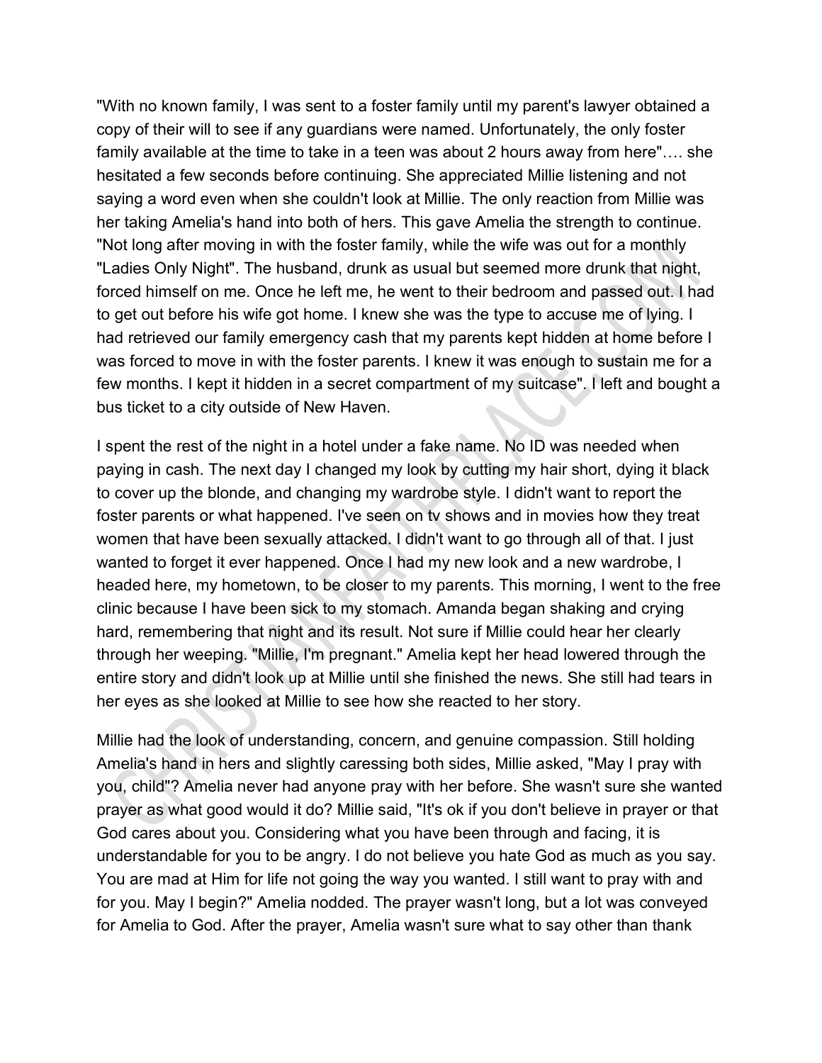"With no known family, I was sent to a foster family until my parent's lawyer obtained a copy of their will to see if any guardians were named. Unfortunately, the only foster family available at the time to take in a teen was about 2 hours away from here"…. she hesitated a few seconds before continuing. She appreciated Millie listening and not saying a word even when she couldn't look at Millie. The only reaction from Millie was her taking Amelia's hand into both of hers. This gave Amelia the strength to continue. "Not long after moving in with the foster family, while the wife was out for a monthly "Ladies Only Night". The husband, drunk as usual but seemed more drunk that night, forced himself on me. Once he left me, he went to their bedroom and passed out. I had to get out before his wife got home. I knew she was the type to accuse me of lying. I had retrieved our family emergency cash that my parents kept hidden at home before I was forced to move in with the foster parents. I knew it was enough to sustain me for a few months. I kept it hidden in a secret compartment of my suitcase". I left and bought a bus ticket to a city outside of New Haven.

I spent the rest of the night in a hotel under a fake name. No ID was needed when paying in cash. The next day I changed my look by cutting my hair short, dying it black to cover up the blonde, and changing my wardrobe style. I didn't want to report the foster parents or what happened. I've seen on tv shows and in movies how they treat women that have been sexually attacked. I didn't want to go through all of that. I just wanted to forget it ever happened. Once I had my new look and a new wardrobe, I headed here, my hometown, to be closer to my parents. This morning, I went to the free clinic because I have been sick to my stomach. Amanda began shaking and crying hard, remembering that night and its result. Not sure if Millie could hear her clearly through her weeping. "Millie, I'm pregnant." Amelia kept her head lowered through the entire story and didn't look up at Millie until she finished the news. She still had tears in her eyes as she looked at Millie to see how she reacted to her story.

Millie had the look of understanding, concern, and genuine compassion. Still holding Amelia's hand in hers and slightly caressing both sides, Millie asked, "May I pray with you, child"? Amelia never had anyone pray with her before. She wasn't sure she wanted prayer as what good would it do? Millie said, "It's ok if you don't believe in prayer or that God cares about you. Considering what you have been through and facing, it is understandable for you to be angry. I do not believe you hate God as much as you say. You are mad at Him for life not going the way you wanted. I still want to pray with and for you. May I begin?" Amelia nodded. The prayer wasn't long, but a lot was conveyed for Amelia to God. After the prayer, Amelia wasn't sure what to say other than thank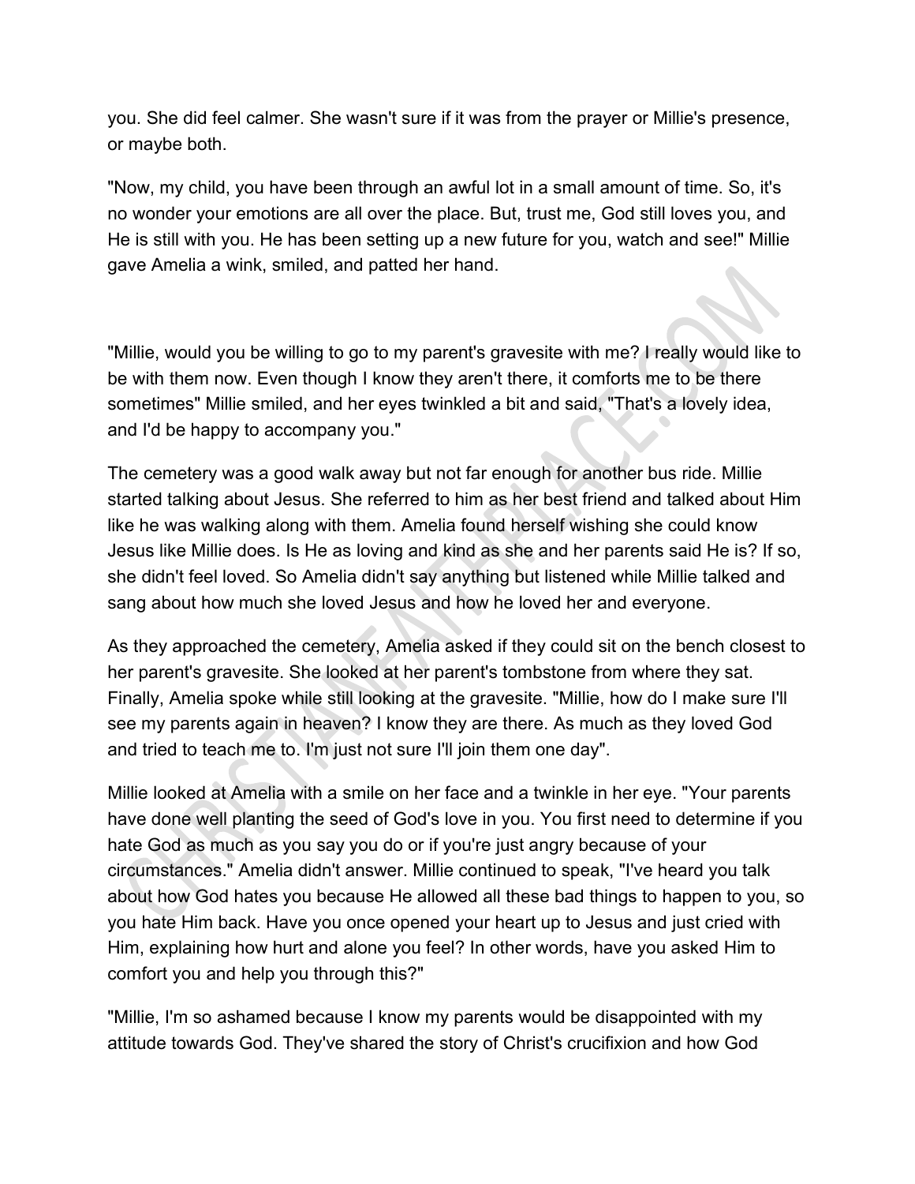you. She did feel calmer. She wasn't sure if it was from the prayer or Millie's presence, or maybe both.

"Now, my child, you have been through an awful lot in a small amount of time. So, it's no wonder your emotions are all over the place. But, trust me, God still loves you, and He is still with you. He has been setting up a new future for you, watch and see!" Millie gave Amelia a wink, smiled, and patted her hand.

"Millie, would you be willing to go to my parent's gravesite with me? I really would like to be with them now. Even though I know they aren't there, it comforts me to be there sometimes" Millie smiled, and her eyes twinkled a bit and said, "That's a lovely idea, and I'd be happy to accompany you."

The cemetery was a good walk away but not far enough for another bus ride. Millie started talking about Jesus. She referred to him as her best friend and talked about Him like he was walking along with them. Amelia found herself wishing she could know Jesus like Millie does. Is He as loving and kind as she and her parents said He is? If so, she didn't feel loved. So Amelia didn't say anything but listened while Millie talked and sang about how much she loved Jesus and how he loved her and everyone.

As they approached the cemetery, Amelia asked if they could sit on the bench closest to her parent's gravesite. She looked at her parent's tombstone from where they sat. Finally, Amelia spoke while still looking at the gravesite. "Millie, how do I make sure I'll see my parents again in heaven? I know they are there. As much as they loved God and tried to teach me to. I'm just not sure I'll join them one day".

Millie looked at Amelia with a smile on her face and a twinkle in her eye. "Your parents have done well planting the seed of God's love in you. You first need to determine if you hate God as much as you say you do or if you're just angry because of your circumstances." Amelia didn't answer. Millie continued to speak, "I've heard you talk about how God hates you because He allowed all these bad things to happen to you, so you hate Him back. Have you once opened your heart up to Jesus and just cried with Him, explaining how hurt and alone you feel? In other words, have you asked Him to comfort you and help you through this?"

"Millie, I'm so ashamed because I know my parents would be disappointed with my attitude towards God. They've shared the story of Christ's crucifixion and how God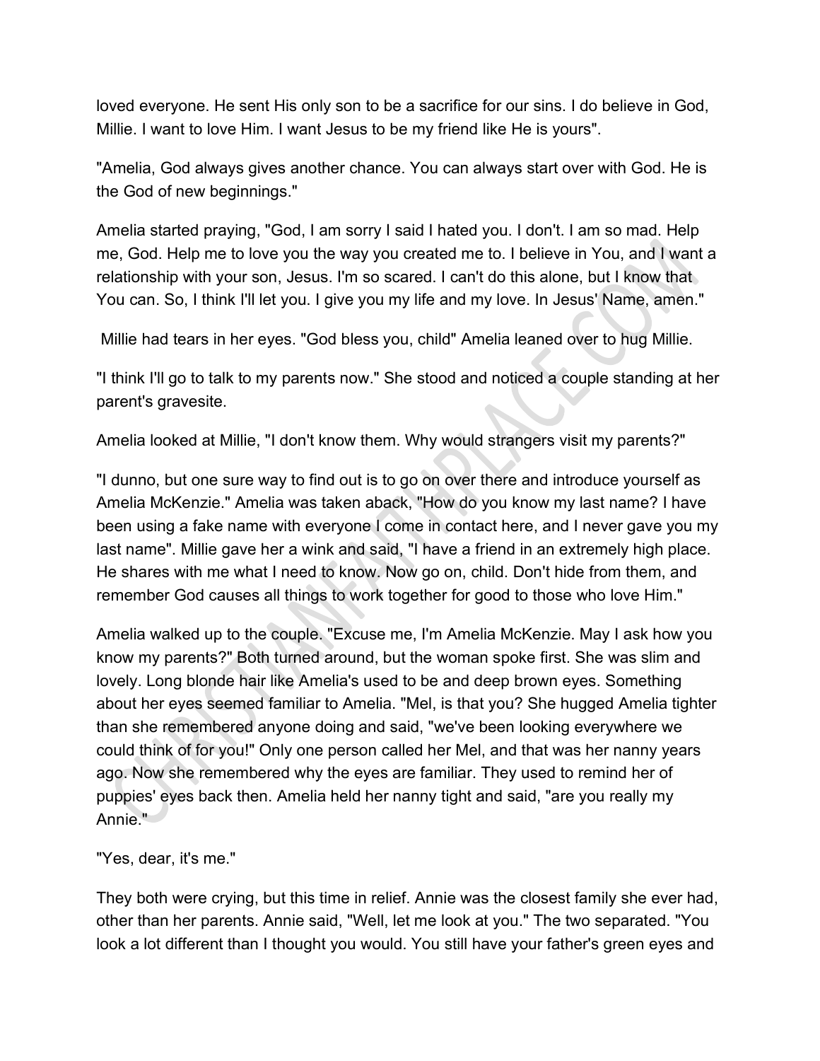loved everyone. He sent His only son to be a sacrifice for our sins. I do believe in God, Millie. I want to love Him. I want Jesus to be my friend like He is yours".

"Amelia, God always gives another chance. You can always start over with God. He is the God of new beginnings."

Amelia started praying, "God, I am sorry I said I hated you. I don't. I am so mad. Help me, God. Help me to love you the way you created me to. I believe in You, and I want a relationship with your son, Jesus. I'm so scared. I can't do this alone, but I know that You can. So, I think I'll let you. I give you my life and my love. In Jesus' Name, amen."

Millie had tears in her eyes. "God bless you, child" Amelia leaned over to hug Millie.

"I think I'll go to talk to my parents now." She stood and noticed a couple standing at her parent's gravesite.

Amelia looked at Millie, "I don't know them. Why would strangers visit my parents?"

"I dunno, but one sure way to find out is to go on over there and introduce yourself as Amelia McKenzie." Amelia was taken aback, "How do you know my last name? I have been using a fake name with everyone I come in contact here, and I never gave you my last name". Millie gave her a wink and said, "I have a friend in an extremely high place. He shares with me what I need to know. Now go on, child. Don't hide from them, and remember God causes all things to work together for good to those who love Him."

Amelia walked up to the couple. "Excuse me, I'm Amelia McKenzie. May I ask how you know my parents?" Both turned around, but the woman spoke first. She was slim and lovely. Long blonde hair like Amelia's used to be and deep brown eyes. Something about her eyes seemed familiar to Amelia. "Mel, is that you? She hugged Amelia tighter than she remembered anyone doing and said, "we've been looking everywhere we could think of for you!" Only one person called her Mel, and that was her nanny years ago. Now she remembered why the eyes are familiar. They used to remind her of puppies' eyes back then. Amelia held her nanny tight and said, "are you really my Annie."

"Yes, dear, it's me."

They both were crying, but this time in relief. Annie was the closest family she ever had, other than her parents. Annie said, "Well, let me look at you." The two separated. "You look a lot different than I thought you would. You still have your father's green eyes and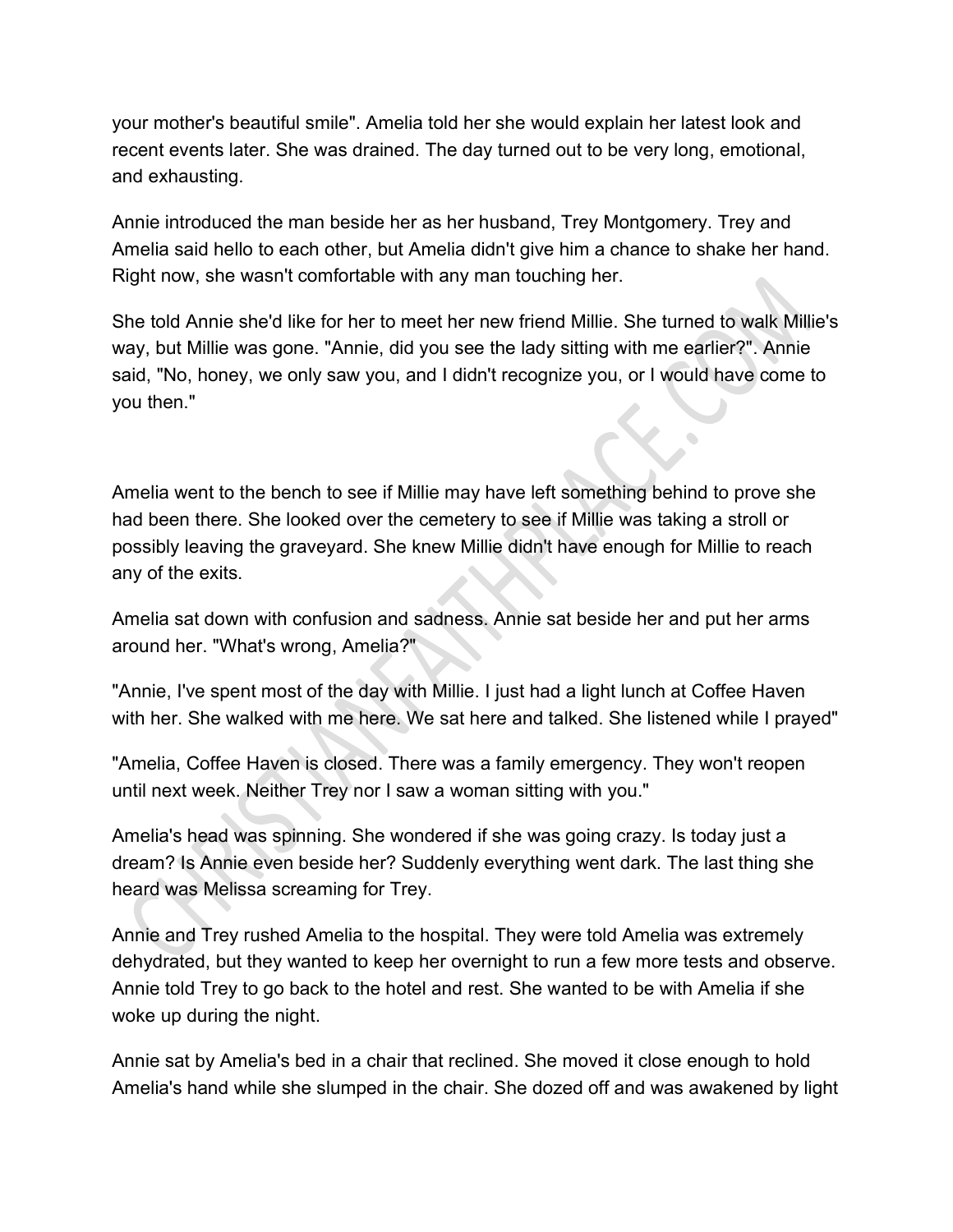your mother's beautiful smile". Amelia told her she would explain her latest look and recent events later. She was drained. The day turned out to be very long, emotional, and exhausting.

Annie introduced the man beside her as her husband, Trey Montgomery. Trey and Amelia said hello to each other, but Amelia didn't give him a chance to shake her hand. Right now, she wasn't comfortable with any man touching her.

She told Annie she'd like for her to meet her new friend Millie. She turned to walk Millie's way, but Millie was gone. "Annie, did you see the lady sitting with me earlier?". Annie said, "No, honey, we only saw you, and I didn't recognize you, or I would have come to you then."

Amelia went to the bench to see if Millie may have left something behind to prove she had been there. She looked over the cemetery to see if Millie was taking a stroll or possibly leaving the graveyard. She knew Millie didn't have enough for Millie to reach any of the exits.

Amelia sat down with confusion and sadness. Annie sat beside her and put her arms around her. "What's wrong, Amelia?"

"Annie, I've spent most of the day with Millie. I just had a light lunch at Coffee Haven with her. She walked with me here. We sat here and talked. She listened while I prayed"

"Amelia, Coffee Haven is closed. There was a family emergency. They won't reopen until next week. Neither Trey nor I saw a woman sitting with you."

Amelia's head was spinning. She wondered if she was going crazy. Is today just a dream? Is Annie even beside her? Suddenly everything went dark. The last thing she heard was Melissa screaming for Trey.

Annie and Trey rushed Amelia to the hospital. They were told Amelia was extremely dehydrated, but they wanted to keep her overnight to run a few more tests and observe. Annie told Trey to go back to the hotel and rest. She wanted to be with Amelia if she woke up during the night.

Annie sat by Amelia's bed in a chair that reclined. She moved it close enough to hold Amelia's hand while she slumped in the chair. She dozed off and was awakened by light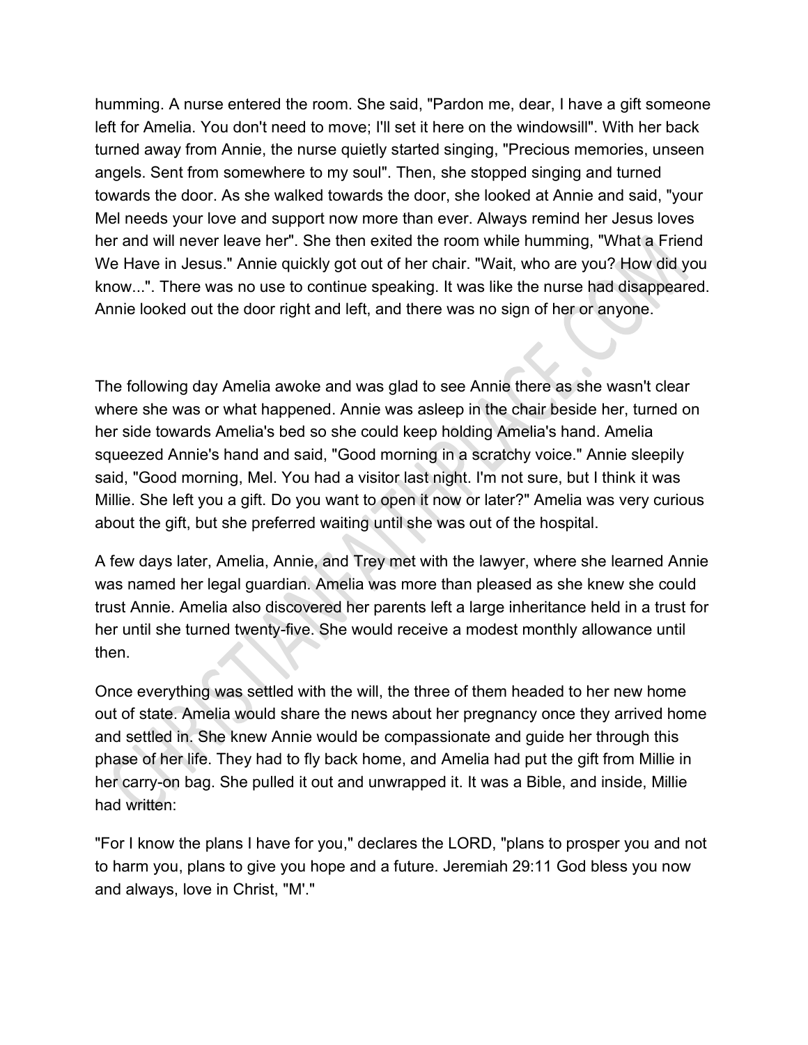humming. A nurse entered the room. She said, "Pardon me, dear, I have a gift someone left for Amelia. You don't need to move; I'll set it here on the windowsill". With her back turned away from Annie, the nurse quietly started singing, "Precious memories, unseen angels. Sent from somewhere to my soul". Then, she stopped singing and turned towards the door. As she walked towards the door, she looked at Annie and said, "your Mel needs your love and support now more than ever. Always remind her Jesus loves her and will never leave her". She then exited the room while humming, "What a Friend We Have in Jesus." Annie quickly got out of her chair. "Wait, who are you? How did you know...". There was no use to continue speaking. It was like the nurse had disappeared. Annie looked out the door right and left, and there was no sign of her or anyone.

The following day Amelia awoke and was glad to see Annie there as she wasn't clear where she was or what happened. Annie was asleep in the chair beside her, turned on her side towards Amelia's bed so she could keep holding Amelia's hand. Amelia squeezed Annie's hand and said, "Good morning in a scratchy voice." Annie sleepily said, "Good morning, Mel. You had a visitor last night. I'm not sure, but I think it was Millie. She left you a gift. Do you want to open it now or later?" Amelia was very curious about the gift, but she preferred waiting until she was out of the hospital.

A few days later, Amelia, Annie, and Trey met with the lawyer, where she learned Annie was named her legal guardian. Amelia was more than pleased as she knew she could trust Annie. Amelia also discovered her parents left a large inheritance held in a trust for her until she turned twenty-five. She would receive a modest monthly allowance until then.

Once everything was settled with the will, the three of them headed to her new home out of state. Amelia would share the news about her pregnancy once they arrived home and settled in. She knew Annie would be compassionate and guide her through this phase of her life. They had to fly back home, and Amelia had put the gift from Millie in her carry-on bag. She pulled it out and unwrapped it. It was a Bible, and inside, Millie had written:

"For I know the plans I have for you," declares the LORD, "plans to prosper you and not to harm you, plans to give you hope and a future. Jeremiah 29:11 God bless you now and always, love in Christ, "M'."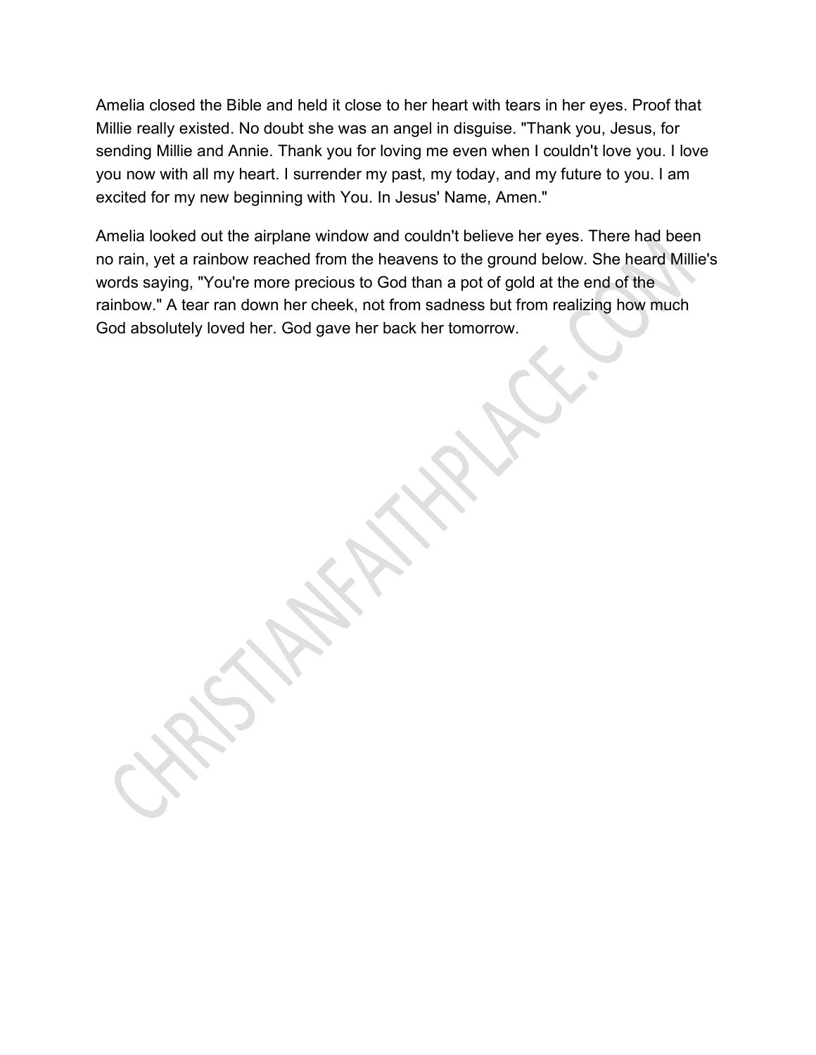Amelia closed the Bible and held it close to her heart with tears in her eyes. Proof that Millie really existed. No doubt she was an angel in disguise. "Thank you, Jesus, for sending Millie and Annie. Thank you for loving me even when I couldn't love you. I love you now with all my heart. I surrender my past, my today, and my future to you. I am excited for my new beginning with You. In Jesus' Name, Amen."

Amelia looked out the airplane window and couldn't believe her eyes. There had been no rain, yet a rainbow reached from the heavens to the ground below. She heard Millie's words saying, "You're more precious to God than a pot of gold at the end of the rainbow." A tear ran down her cheek, not from sadness but from realizing how much God absolutely loved her. God gave her back her tomorrow.